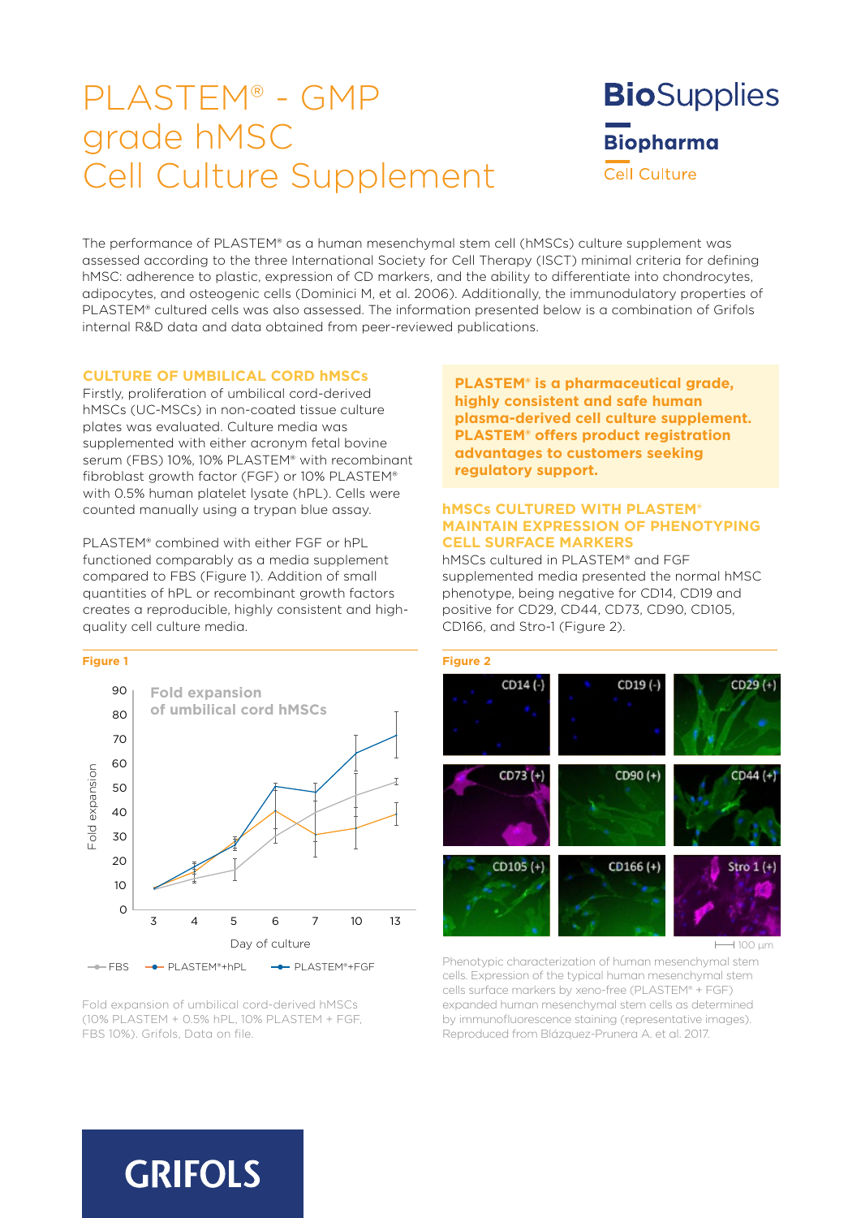# PLASTEM® - GMP grade hMSC Cell Culture Supplement

**BioSupplies**

**Biopharma**

Cell Culture

The performance of PLASTEM® as a human mesenchymal stem cell (hMSCs) culture supplement was assessed according to the three International Society for Cell Therapy (ISCT) minimal criteria for defining hMSC: adherence to plastic, expression of CD markers, and the ability to differentiate into chondrocytes, adipocytes, and osteogenic cells (Dominici M, et al. 2006). Additionally, the immunodulatory properties of PLASTEM® cultured cells was also assessed. The information presented below is a combination of Grifols internal R&D data and data obtained from peer-reviewed publications.

## CULTURE OF UMBILICAL CORD hMSCs

Firstly, proliferation of umbilical cord-derived hMSCs (UC-MSCs) in non-coated tissue culture plates was evaluated. Culture media was supplemented with either acronym fetal bovine serum (FBS) 10%, 10% PLASTEM® with recombinant fibroblast growth factor (FGF) or 10% PLASTEM® with 0.5% human platelet lysate (hPL). Cells were counted manually using a trypan blue assay.

PLASTEM® combined with either FGF or hPL functioned comparably as a media supplement compared to FBS (Figure 1). Addition of small quantities of hPL or recombinant growth factors creates a reproducible, highly consistent and high-quality cell culture media.

**Figure 1**

Fold expansion of umbilical cord hMSCs

Y-axis: Fold expansion (0–90); X-axis: Day of culture (3, 4, 5, 6, 7, 10, 13)

Legend: FBS, PLASTEM®+hPL, PLASTEM®+FGF

Fold expansion of umbilical cord-derived hMSCs (10% PLASTEM + 0.5% hPL, 10% PLASTEM + FGF, FBS 10%). Grifols, Data on file.

**PLASTEM® is a pharmaceutical grade, highly consistent and safe human plasma-derived cell culture supplement. PLASTEM® offers product registration advantages to customers seeking regulatory support.**

## hMSCs CULTURED WITH PLASTEM® MAINTAIN EXPRESSION OF PHENOTYPING CELL SURFACE MARKERS

hMSCs cultured in PLASTEM® and FGF supplemented media presented the normal hMSC phenotype, being negative for CD14, CD19 and positive for CD29, CD44, CD73, CD90, CD105, CD166, and Stro-1 (Figure 2).

**Figure 2**

CD14 (-), CD19 (-), CD29 (+), CD73 (+), CD90 (+), CD44 (+), CD105 (+), CD166 (+), Stro 1 (+)

100 µm

Phenotypic characterization of human mesenchymal stem cells. Expression of the typical human mesenchymal stem cells surface markers by xeno-free (PLASTEM® + FGF) expanded human mesenchymal stem cells as determined by immunofluorescence staining (representative images). Reproduced from Blázquez-Prunera A. et al. 2017.

GRIFOLS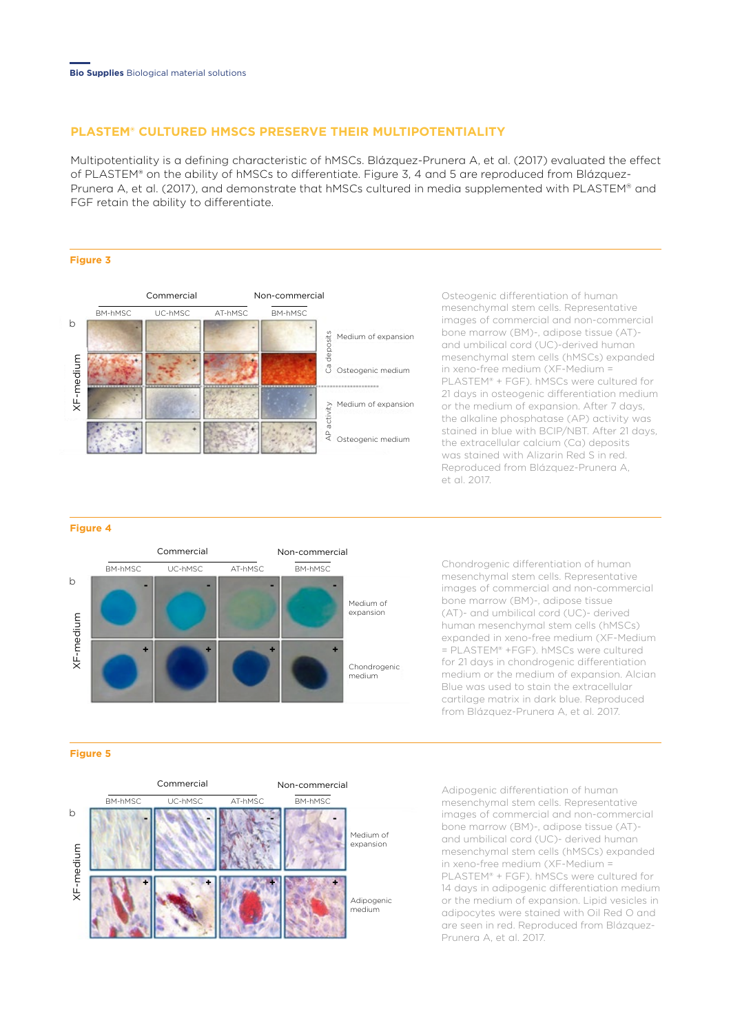## PLASTEM® CULTURED HMSCS PRESERVE THEIR MULTIPOTENTIALITY

Multipotentiality is a defining characteristic of hMSCs. Blázquez-Prunera A, et al. (2017) evaluated the effect of PLASTEM® on the ability of hMSCs to differentiate. Figure 3, 4 and 5 are reproduced from Blázquez-Prunera A, et al. (2017), and demonstrate that hMSCs cultured in media supplemented with PLASTEM® and FGF retain the ability to differentiate.

**Figure 3**

Osteogenic differentiation of human mesenchymal stem cells. Representative images of commercial and non-commercial bone marrow (BM)-, adipose tissue (AT)- and umbilical cord (UC)-derived human mesenchymal stem cells (hMSCs) expanded in xeno-free medium (XF-Medium = PLASTEM® + FGF). hMSCs were cultured for 21 days in osteogenic differentiation medium or the medium of expansion. After 7 days, the alkaline phosphatase (AP) activity was stained in blue with BCIP/NBT. After 21 days, the extracellular calcium (Ca) deposits was stained with Alizarin Red S in red. Reproduced from Blázquez-Prunera A, et al. 2017.

**Figure 4**

Chondrogenic differentiation of human mesenchymal stem cells. Representative images of commercial and non-commercial bone marrow (BM)-, adipose tissue (AT)- and umbilical cord (UC)- derived human mesenchymal stem cells (hMSCs) expanded in xeno-free medium (XF-Medium = PLASTEM® +FGF). hMSCs were cultured for 21 days in chondrogenic differentiation medium or the medium of expansion. Alcian Blue was used to stain the extracellular cartilage matrix in dark blue. Reproduced from Blázquez-Prunera A, et al. 2017.

**Figure 5**

Adipogenic differentiation of human mesenchymal stem cells. Representative images of commercial and non-commercial bone marrow (BM)-, adipose tissue (AT)- and umbilical cord (UC)- derived human mesenchymal stem cells (hMSCs) expanded in xeno-free medium (XF-Medium = PLASTEM® + FGF). hMSCs were cultured for 14 days in adipogenic differentiation medium or the medium of expansion. Lipid vesicles in adipocytes were stained with Oil Red O and are seen in red. Reproduced from Blázquez-Prunera A, et al. 2017.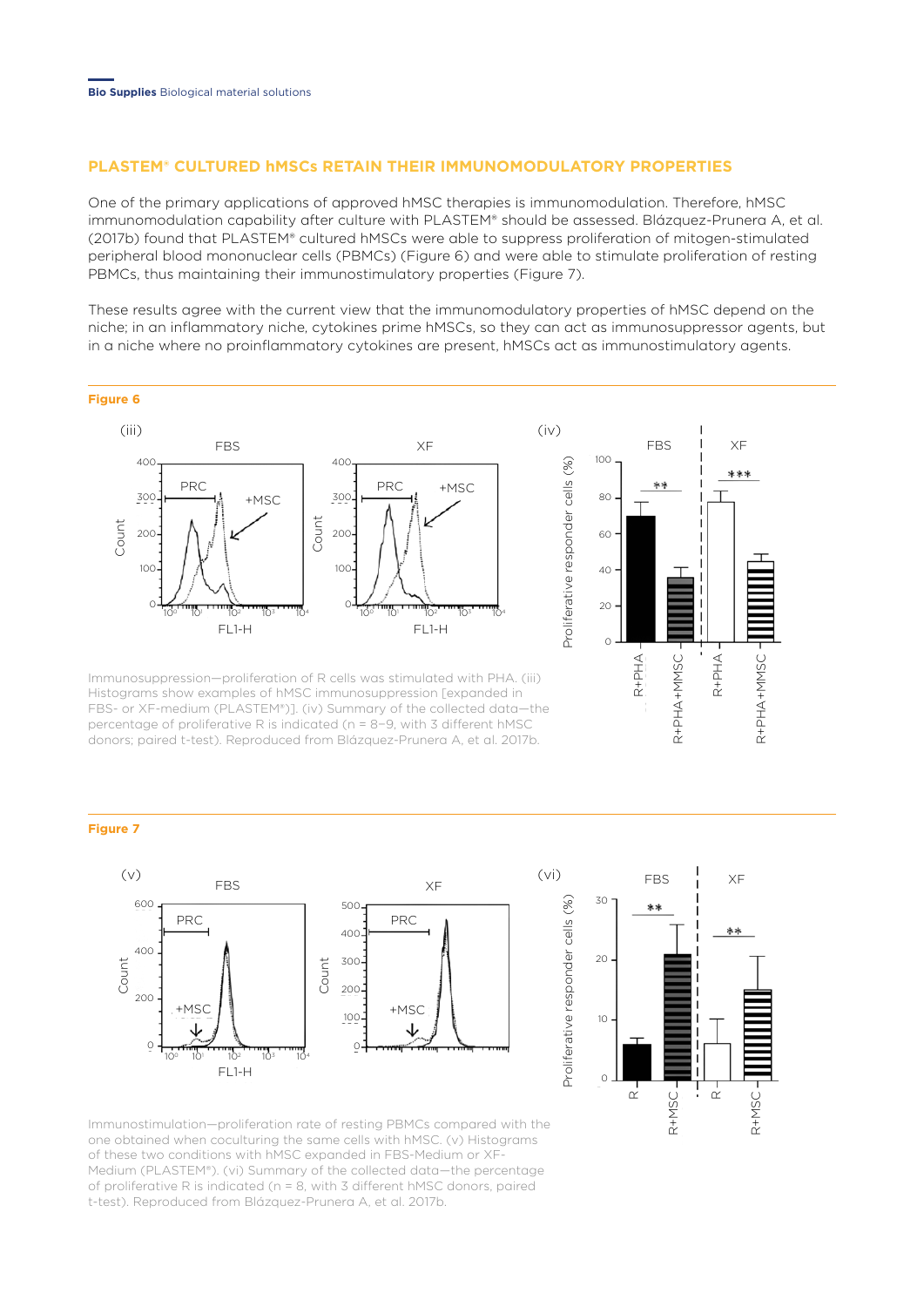## PLASTEM® CULTURED hMSCs RETAIN THEIR IMMUNOMODULATORY PROPERTIES

One of the primary applications of approved hMSC therapies is immunomodulation. Therefore, hMSC immunomodulation capability after culture with PLASTEM® should be assessed. Blázquez-Prunera A, et al. (2017b) found that PLASTEM® cultured hMSCs were able to suppress proliferation of mitogen-stimulated peripheral blood mononuclear cells (PBMCs) (Figure 6) and were able to stimulate proliferation of resting PBMCs, thus maintaining their immunostimulatory properties (Figure 7).

These results agree with the current view that the immunomodulatory properties of hMSC depend on the niche; in an inflammatory niche, cytokines prime hMSCs, so they can act as immunosuppressor agents, but in a niche where no proinflammatory cytokines are present, hMSCs act as immunostimulatory agents.

**Figure 6**

Immunosuppression—proliferation of R cells was stimulated with PHA. (iii) Histograms show examples of hMSC immunosuppression [expanded in FBS- or XF-medium (PLASTEM®)]. (iv) Summary of the collected data—the percentage of proliferative R is indicated (n = 8–9, with 3 different hMSC donors; paired t-test). Reproduced from Blázquez-Prunera A, et al. 2017b.

**Figure 7**

Immunostimulation—proliferation rate of resting PBMCs compared with the one obtained when coculturing the same cells with hMSC. (v) Histograms of these two conditions with hMSC expanded in FBS-Medium or XF-Medium (PLASTEM®). (vi) Summary of the collected data—the percentage of proliferative R is indicated (n = 8, with 3 different hMSC donors, paired t-test). Reproduced from Blázquez-Prunera A, et al. 2017b.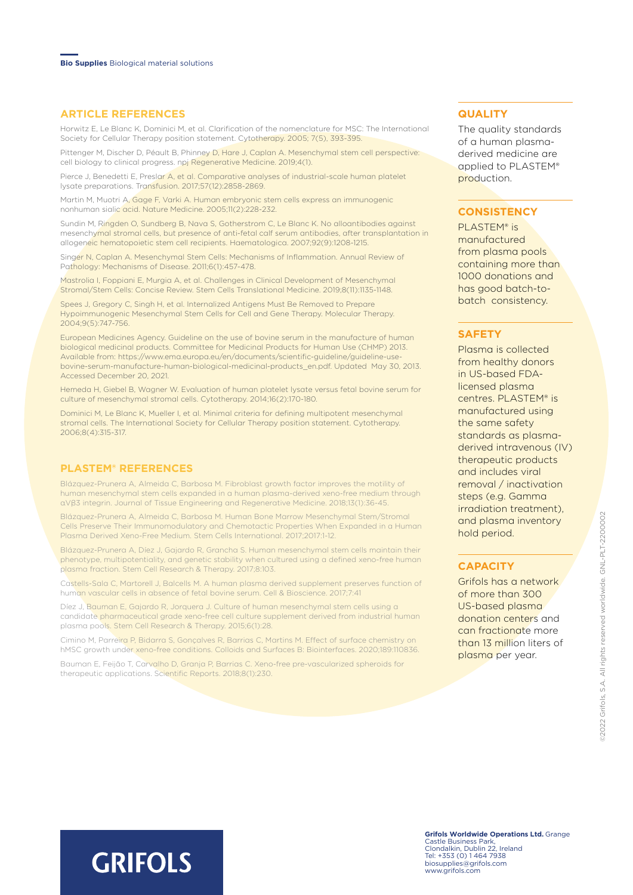**Bio Supplies** Biological material solutions

## ARTICLE REFERENCES

Horwitz E, Le Blanc K, Dominici M, et al. Clarification of the nomenclature for MSC: The International Society for Cellular Therapy position statement. Cytotherapy. 2005; 7(5), 393-395.

Pittenger M, Discher D, Péault B, Phinney D, Hare J, Caplan A. Mesenchymal stem cell perspective: cell biology to clinical progress. npj Regenerative Medicine. 2019;4(1).

Pierce J, Benedetti E, Preslar A, et al. Comparative analyses of industrial-scale human platelet lysate preparations. Transfusion. 2017;57(12):2858-2869.

Martin M, Muotri A, Gage F, Varki A. Human embryonic stem cells express an immunogenic nonhuman sialic acid. Nature Medicine. 2005;11(2):228-232.

Sundin M, Ringden O, Sundberg B, Nava S, Gotherstrom C, Le Blanc K. No alloantibodies against mesenchymal stromal cells, but presence of anti-fetal calf serum antibodies, after transplantation in allogeneic hematopoietic stem cell recipients. Haematologica. 2007;92(9):1208-1215.

Singer N, Caplan A. Mesenchymal Stem Cells: Mechanisms of Inflammation. Annual Review of Pathology: Mechanisms of Disease. 2011;6(1):457-478.

Mastrolia I, Foppiani E, Murgia A, et al. Challenges in Clinical Development of Mesenchymal Stromal/Stem Cells: Concise Review. Stem Cells Translational Medicine. 2019;8(11):1135-1148.

Spees J, Gregory C, Singh H, et al. Internalized Antigens Must Be Removed to Prepare Hypoimmunogenic Mesenchymal Stem Cells for Cell and Gene Therapy. Molecular Therapy. 2004;9(5):747-756.

European Medicines Agency. Guideline on the use of bovine serum in the manufacture of human biological medicinal products. Committee for Medicinal Products for Human Use (CHMP) 2013. Available from: https://www.ema.europa.eu/en/documents/scientific-guideline/guideline-use-bovine-serum-manufacture-human-biological-medicinal-products_en.pdf. Updated May 30, 2013. Accessed December 20, 2021.

Hemeda H, Giebel B, Wagner W. Evaluation of human platelet lysate versus fetal bovine serum for culture of mesenchymal stromal cells. Cytotherapy. 2014;16(2):170-180.

Dominici M, Le Blanc K, Mueller I, et al. Minimal criteria for defining multipotent mesenchymal stromal cells. The International Society for Cellular Therapy position statement. Cytotherapy. 2006;8(4):315-317.

## PLASTEM® REFERENCES

Blázquez-Prunera A, Almeida C, Barbosa M. Fibroblast growth factor improves the motility of human mesenchymal stem cells expanded in a human plasma-derived xeno-free medium through αVβ3 integrin. Journal of Tissue Engineering and Regenerative Medicine. 2018;13(1):36-45.

Blázquez-Prunera A, Almeida C, Barbosa M. Human Bone Marrow Mesenchymal Stem/Stromal Cells Preserve Their Immunomodulatory and Chemotactic Properties When Expanded in a Human Plasma Derived Xeno-Free Medium. Stem Cells International. 2017;2017:1-12.

Blázquez-Prunera A, Díez J, Gajardo R, Grancha S. Human mesenchymal stem cells maintain their phenotype, multipotentiality, and genetic stability when cultured using a defined xeno-free human plasma fraction. Stem Cell Research & Therapy. 2017;8:103.

Castells-Sala C, Martorell J, Balcells M. A human plasma derived supplement preserves function of human vascular cells in absence of fetal bovine serum. Cell & Bioscience. 2017;7:41

Díez J, Bauman E, Gajardo R, Jorquera J. Culture of human mesenchymal stem cells using a candidate pharmaceutical grade xeno-free cell culture supplement derived from industrial human plasma pools. Stem Cell Research & Therapy. 2015;6(1):28.

Cimino M, Parreira P, Bidarra S, Gonçalves R, Barrias C, Martins M. Effect of surface chemistry on hMSC growth under xeno-free conditions. Colloids and Surfaces B: Biointerfaces. 2020;189:110836.

Bauman E, Feijão T, Carvalho D, Granja P, Barrias C. Xeno-free pre-vascularized spheroids for therapeutic applications. Scientific Reports. 2018;8(1):230.

## QUALITY

The quality standards of a human plasma-derived medicine are applied to PLASTEM® production.

## CONSISTENCY

PLASTEM® is manufactured from plasma pools containing more than 1000 donations and has good batch-to-batch consistency.

## SAFETY

Plasma is collected from healthy donors in US-based FDA-licensed plasma centres. PLASTEM® is manufactured using the same safety standards as plasma-derived intravenous (IV) therapeutic products and includes viral removal / inactivation steps (e.g. Gamma irradiation treatment), and plasma inventory hold period.

## CAPACITY

Grifols has a network of more than 300 US-based plasma donation centers and can fractionate more than 13 million liters of plasma per year.

GRIFOLS

**Grifols Worldwide Operations Ltd.** Grange Castle Business Park, Clondalkin, Dublin 22, Ireland
Tel: +353 (0) 1 464 7938
biosupplies@grifols.com
www.grifols.com

©2022 Grifols, S.A. All rights reserved worldwide. GNL-PLT-2200002